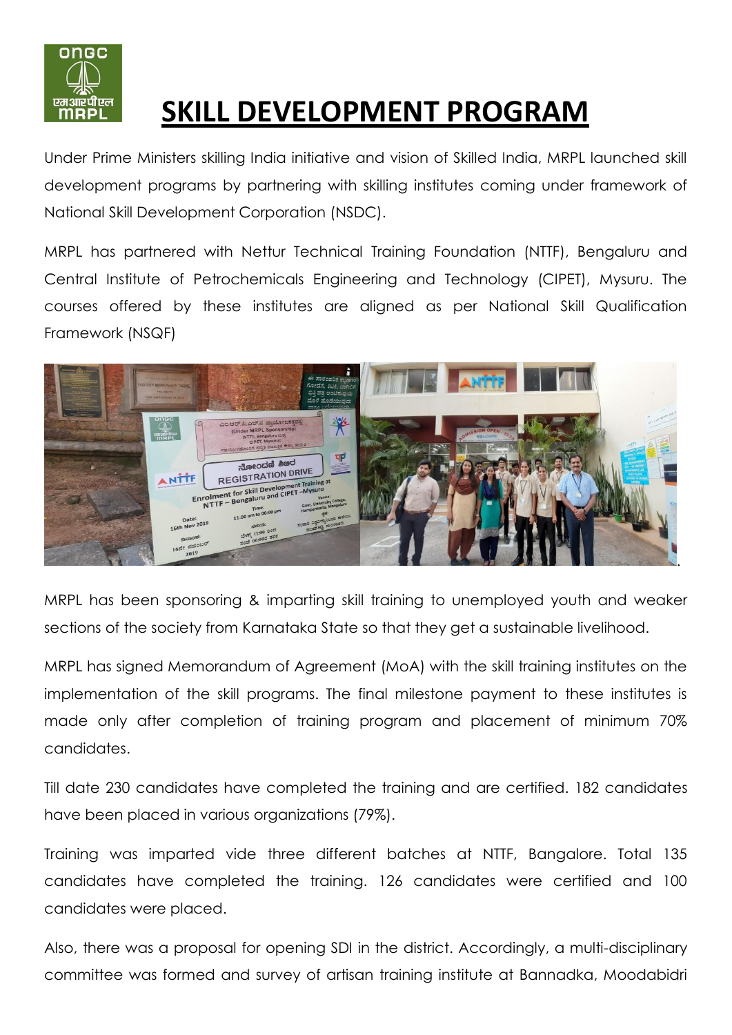# SKILL DEVELOPMENT PROGRAM

Under Prime Ministers skilling India initiative and vision of Skilled India, MRPL launched skill development programs by partnering with skilling institutes coming under framework of National Skill Development Corporation (NSDC).

MRPL has partnered with Nettur Technical Training Foundation (NTTF), Bengaluru and Central Institute of Petrochemicals Engineering and Technology (CIPET), Mysuru. The courses offered by these institutes are aligned as per National Skill Qualification Framework (NSQF)

MRPL has been sponsoring & imparting skill training to unemployed youth and weaker sections of the society from Karnataka State so that they get a sustainable livelihood.

MRPL has signed Memorandum of Agreement (MoA) with the skill training institutes on the implementation of the skill programs. The final milestone payment to these institutes is made only after completion of training program and placement of minimum 70% candidates.

Till date 230 candidates have completed the training and are certified. 182 candidates have been placed in various organizations (79%).

Training was imparted vide three different batches at NTTF, Bangalore. Total 135 candidates have completed the training. 126 candidates were certified and 100 candidates were placed.

Also, there was a proposal for opening SDI in the district. Accordingly, a multi-disciplinary committee was formed and survey of artisan training institute at Bannadka, Moodabidri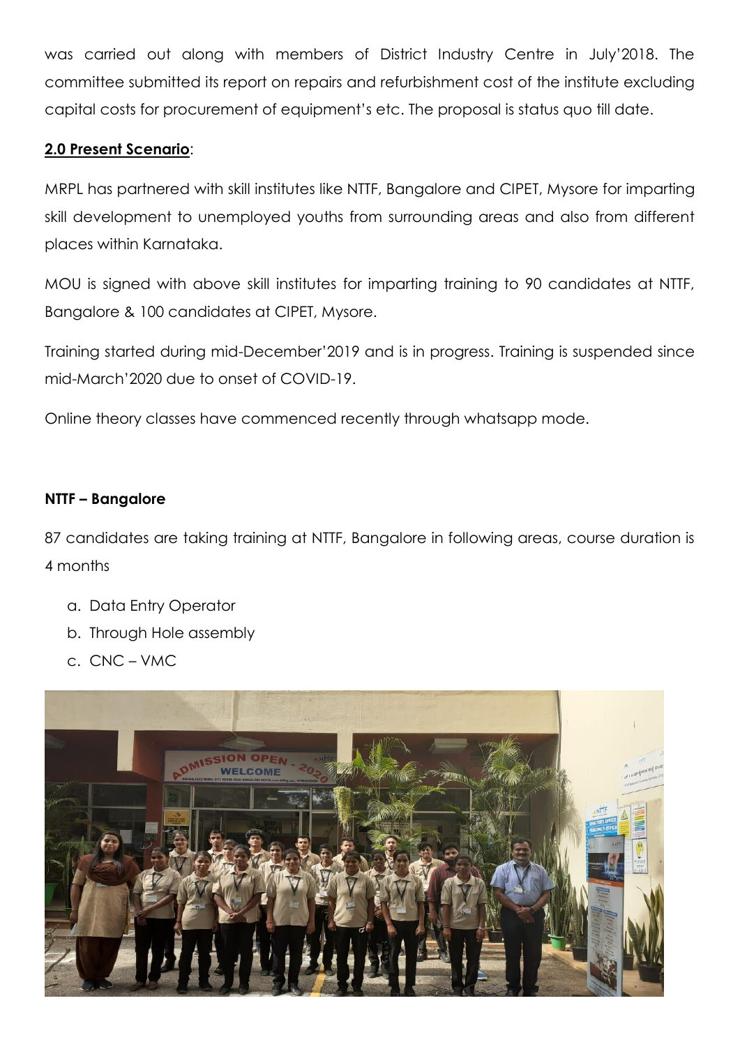was carried out along with members of District Industry Centre in July'2018. The committee submitted its report on repairs and refurbishment cost of the institute excluding capital costs for procurement of equipment's etc. The proposal is status quo till date.

## **2.0 Present Scenario**:

MRPL has partnered with skill institutes like NTTF, Bangalore and CIPET, Mysore for imparting skill development to unemployed youths from surrounding areas and also from different places within Karnataka.

MOU is signed with above skill institutes for imparting training to 90 candidates at NTTF, Bangalore & 100 candidates at CIPET, Mysore.

Training started during mid-December'2019 and is in progress. Training is suspended since mid-March'2020 due to onset of COVID-19.

Online theory classes have commenced recently through whatsapp mode.

### **NTTF – Bangalore**

87 candidates are taking training at NTTF, Bangalore in following areas, course duration is 4 months

a. Data Entry Operator
b. Through Hole assembly
c. CNC – VMC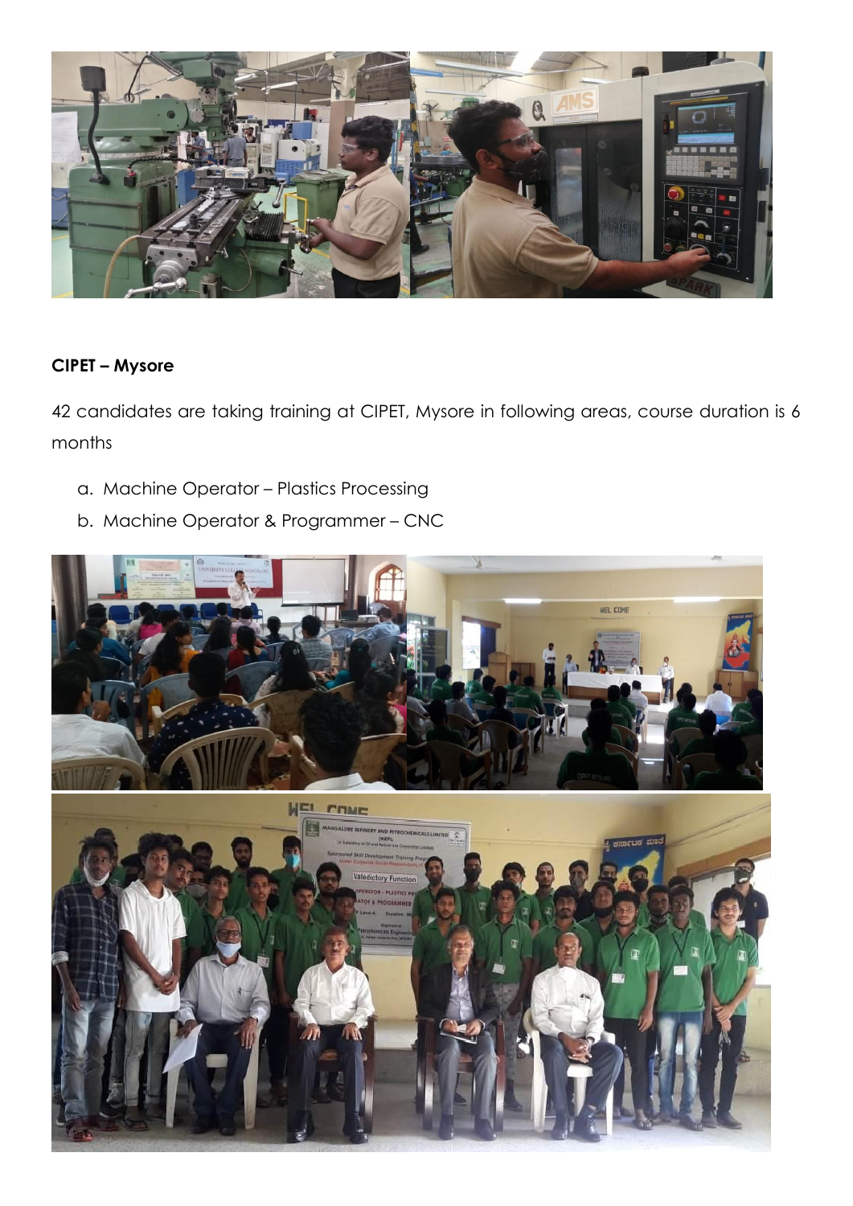**CIPET – Mysore**

42 candidates are taking training at CIPET, Mysore in following areas, course duration is 6 months

a. Machine Operator – Plastics Processing
b. Machine Operator & Programmer – CNC